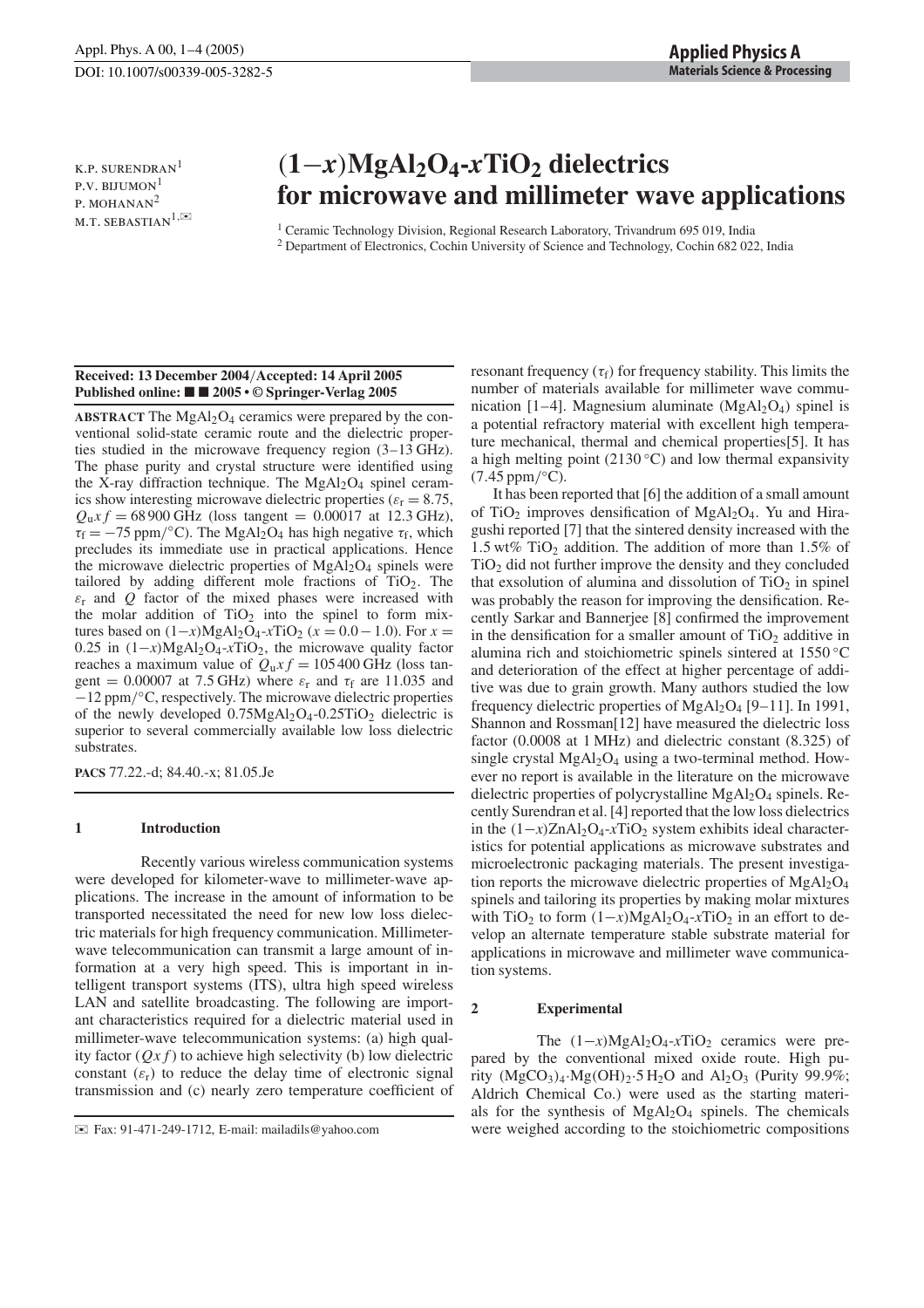# $(1-x)MgAl_2O_4$-$xTiO_2$ dielectrics for microwave and millimeter wave applications

K.P. SURENDRAN[1]
P.V. BIJUMON[1]
P. MOHANAN[2]
M.T. SEBASTIAN[1,✉]

[1] Ceramic Technology Division, Regional Research Laboratory, Trivandrum 695 019, India
[2] Department of Electronics, Cochin University of Science and Technology, Cochin 682 022, India

**Received: 13 December 2004/Accepted: 14 April 2005**
**Published online: ■ ■ 2005 • © Springer-Verlag 2005**

**ABSTRACT** The $MgAl_2O_4$ ceramics were prepared by the conventional solid-state ceramic route and the dielectric properties studied in the microwave frequency region (3–13 GHz). The phase purity and crystal structure were identified using the X-ray diffraction technique. The $MgAl_2O_4$ spinel ceramics show interesting microwave dielectric properties ($\varepsilon_r = 8.75$, $Q_u x f = 68\,900$ GHz (loss tangent $= 0.00017$ at 12.3 GHz), $\tau_f = -75$ ppm/°C). The $MgAl_2O_4$ has high negative $\tau_f$, which precludes its immediate use in practical applications. Hence the microwave dielectric properties of $MgAl_2O_4$ spinels were tailored by adding different mole fractions of $TiO_2$. The $\varepsilon_r$ and $Q$ factor of the mixed phases were increased with the molar addition of $TiO_2$ into the spinel to form mixtures based on $(1-x)MgAl_2O_4$-$xTiO_2$ ($x = 0.0-1.0$). For $x = 0.25$ in $(1-x)MgAl_2O_4$-$xTiO_2$, the microwave quality factor reaches a maximum value of $Q_u x f = 105\,400$ GHz (loss tangent $= 0.00007$ at 7.5 GHz) where $\varepsilon_r$ and $\tau_f$ are 11.035 and $-12$ ppm/°C, respectively. The microwave dielectric properties of the newly developed $0.75MgAl_2O_4$-$0.25TiO_2$ dielectric is superior to several commercially available low loss dielectric substrates.

**PACS** 77.22.-d; 84.40.-x; 81.05.Je

## 1 Introduction

Recently various wireless communication systems were developed for kilometer-wave to millimeter-wave applications. The increase in the amount of information to be transported necessitated the need for new low loss dielectric materials for high frequency communication. Millimeter-wave telecommunication can transmit a large amount of information at a very high speed. This is important in intelligent transport systems (ITS), ultra high speed wireless LAN and satellite broadcasting. The following are important characteristics required for a dielectric material used in millimeter-wave telecommunication systems: (a) high quality factor ($Qxf$) to achieve high selectivity (b) low dielectric constant ($\varepsilon_r$) to reduce the delay time of electronic signal transmission and (c) nearly zero temperature coefficient of resonant frequency ($\tau_f$) for frequency stability. This limits the number of materials available for millimeter wave communication [1–4]. Magnesium aluminate ($MgAl_2O_4$) spinel is a potential refractory material with excellent high temperature mechanical, thermal and chemical properties[5]. It has a high melting point (2130 °C) and low thermal expansivity (7.45 ppm/°C).

It has been reported that [6] the addition of a small amount of $TiO_2$ improves densification of $MgAl_2O_4$. Yu and Hiragushi reported [7] that the sintered density increased with the 1.5 wt% $TiO_2$ addition. The addition of more than 1.5% of $TiO_2$ did not further improve the density and they concluded that exsolution of alumina and dissolution of $TiO_2$ in spinel was probably the reason for improving the densification. Recently Sarkar and Bannerjee [8] confirmed the improvement in the densification for a smaller amount of $TiO_2$ additive in alumina rich and stoichiometric spinels sintered at 1550 °C and deterioration of the effect at higher percentage of additive was due to grain growth. Many authors studied the low frequency dielectric properties of $MgAl_2O_4$ [9–11]. In 1991, Shannon and Rossman[12] have measured the dielectric loss factor (0.0008 at 1 MHz) and dielectric constant (8.325) of single crystal $MgAl_2O_4$ using a two-terminal method. However no report is available in the literature on the microwave dielectric properties of polycrystalline $MgAl_2O_4$ spinels. Recently Surendran et al. [4] reported that the low loss dielectrics in the $(1-x)ZnAl_2O_4$-$xTiO_2$ system exhibits ideal characteristics for potential applications as microwave substrates and microelectronic packaging materials. The present investigation reports the microwave dielectric properties of $MgAl_2O_4$ spinels and tailoring its properties by making molar mixtures with $TiO_2$ to form $(1-x)MgAl_2O_4$-$xTiO_2$ in an effort to develop an alternate temperature stable substrate material for applications in microwave and millimeter wave communication systems.

## 2 Experimental

The $(1-x)MgAl_2O_4$-$xTiO_2$ ceramics were prepared by the conventional mixed oxide route. High purity $(MgCO_3)_4 \cdot Mg(OH)_2 \cdot 5H_2O$ and $Al_2O_3$ (Purity 99.9%; Aldrich Chemical Co.) were used as the starting materials for the synthesis of $MgAl_2O_4$ spinels. The chemicals were weighed according to the stoichiometric compositions

✉ Fax: 91-471-249-1712, E-mail: mailadils@yahoo.com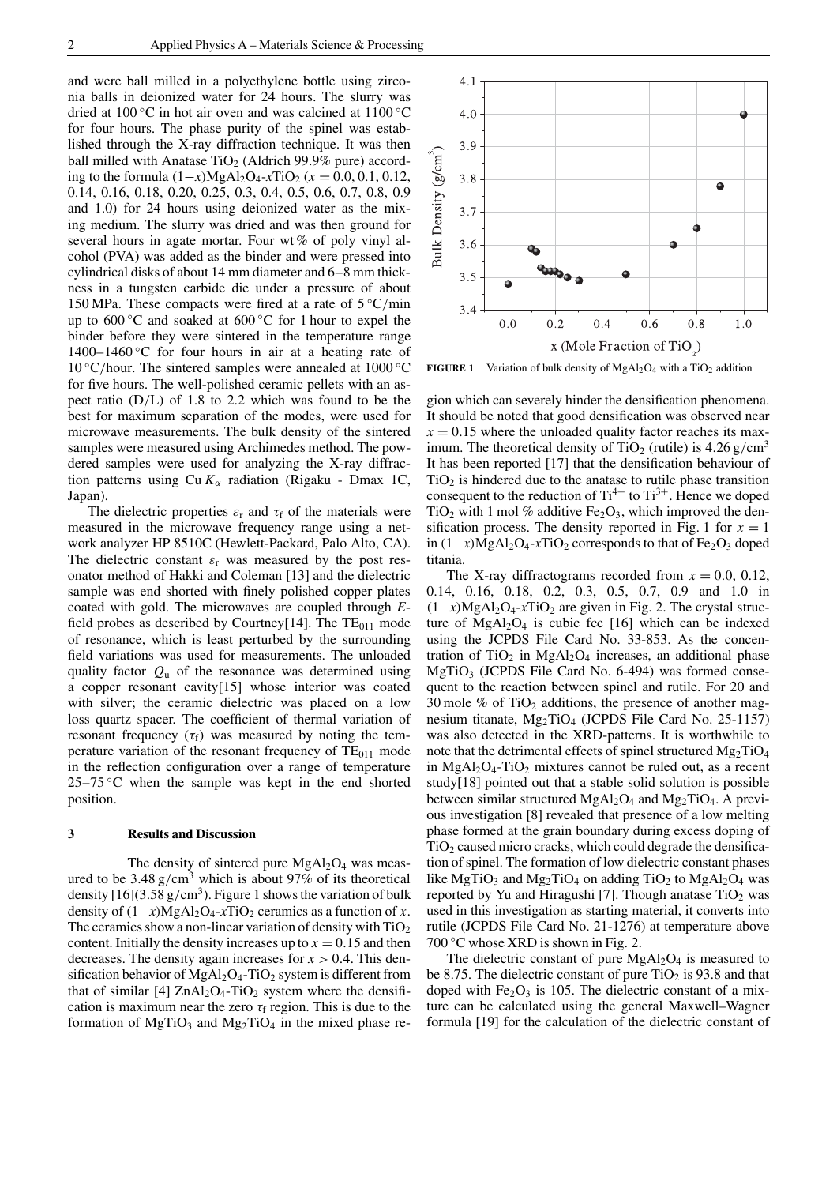and were ball milled in a polyethylene bottle using zirconia balls in deionized water for 24 hours. The slurry was dried at 100 °C in hot air oven and was calcined at 1100 °C for four hours. The phase purity of the spinel was established through the X-ray diffraction technique. It was then ball milled with Anatase $TiO_2$ (Aldrich 99.9% pure) according to the formula $(1-x)MgAl_2O_4$-$xTiO_2$ ($x = 0.0$, 0.1, 0.12, 0.14, 0.16, 0.18, 0.20, 0.25, 0.3, 0.4, 0.5, 0.6, 0.7, 0.8, 0.9 and 1.0) for 24 hours using deionized water as the mixing medium. The slurry was dried and was then ground for several hours in agate mortar. Four wt % of poly vinyl alcohol (PVA) was added as the binder and were pressed into cylindrical disks of about 14 mm diameter and 6–8 mm thickness in a tungsten carbide die under a pressure of about 150 MPa. These compacts were fired at a rate of 5 °C/min up to 600 °C and soaked at 600 °C for 1 hour to expel the binder before they were sintered in the temperature range 1400–1460 °C for four hours in air at a heating rate of 10 °C/hour. The sintered samples were annealed at 1000 °C for five hours. The well-polished ceramic pellets with an aspect ratio (D/L) of 1.8 to 2.2 which was found to be the best for maximum separation of the modes, were used for microwave measurements. The bulk density of the sintered samples were measured using Archimedes method. The powdered samples were used for analyzing the X-ray diffraction patterns using Cu $K_\alpha$ radiation (Rigaku - Dmax 1C, Japan).

The dielectric properties $\varepsilon_r$ and $\tau_f$ of the materials were measured in the microwave frequency range using a network analyzer HP 8510C (Hewlett-Packard, Palo Alto, CA). The dielectric constant $\varepsilon_r$ was measured by the post resonator method of Hakki and Coleman [13] and the dielectric sample was end shorted with finely polished copper plates coated with gold. The microwaves are coupled through $E$-field probes as described by Courtney[14]. The $TE_{011}$ mode of resonance, which is least perturbed by the surrounding field variations was used for measurements. The unloaded quality factor $Q_u$ of the resonance was determined using a copper resonant cavity[15] whose interior was coated with silver; the ceramic dielectric was placed on a low loss quartz spacer. The coefficient of thermal variation of resonant frequency ($\tau_f$) was measured by noting the temperature variation of the resonant frequency of $TE_{011}$ mode in the reflection configuration over a range of temperature 25–75 °C when the sample was kept in the end shorted position.

## 3 Results and Discussion

The density of sintered pure $MgAl_2O_4$ was measured to be 3.48 g/cm$^3$ which is about 97% of its theoretical density [16](3.58 g/cm$^3$). Figure 1 shows the variation of bulk density of $(1-x)MgAl_2O_4$-$xTiO_2$ ceramics as a function of $x$. The ceramics show a non-linear variation of density with $TiO_2$ content. Initially the density increases up to $x = 0.15$ and then decreases. The density again increases for $x > 0.4$. This densification behavior of $MgAl_2O_4$-$TiO_2$ system is different from that of similar [4] $ZnAl_2O_4$-$TiO_2$ system where the densification is maximum near the zero $\tau_f$ region. This is due to the formation of $MgTiO_3$ and $Mg_2TiO_4$ in the mixed phase region which can severely hinder the densification phenomena. It should be noted that good densification was observed near $x = 0.15$ where the unloaded quality factor reaches its maximum. The theoretical density of $TiO_2$ (rutile) is 4.26 g/cm$^3$ It has been reported [17] that the densification behaviour of $TiO_2$ is hindered due to the anatase to rutile phase transition consequent to the reduction of $Ti^{4+}$ to $Ti^{3+}$. Hence we doped $TiO_2$ with 1 mol % additive $Fe_2O_3$, which improved the densification process. The density reported in Fig. 1 for $x = 1$ in $(1-x)MgAl_2O_4$-$xTiO_2$ corresponds to that of $Fe_2O_3$ doped titania.

FIGURE 1 Variation of bulk density of $MgAl_2O_4$ with a $TiO_2$ addition

The X-ray diffractograms recorded from $x = 0.0$, 0.12, 0.14, 0.16, 0.18, 0.2, 0.3, 0.5, 0.7, 0.9 and 1.0 in $(1-x)MgAl_2O_4$-$xTiO_2$ are given in Fig. 2. The crystal structure of $MgAl_2O_4$ is cubic fcc [16] which can be indexed using the JCPDS File Card No. 33-853. As the concentration of $TiO_2$ in $MgAl_2O_4$ increases, an additional phase $MgTiO_3$ (JCPDS File Card No. 6-494) was formed consequent to the reaction between spinel and rutile. For 20 and 30 mole % of $TiO_2$ additions, the presence of another magnesium titanate, $Mg_2TiO_4$ (JCPDS File Card No. 25-1157) was also detected in the XRD-patterns. It is worthwhile to note that the detrimental effects of spinel structured $Mg_2TiO_4$ in $MgAl_2O_4$-$TiO_2$ mixtures cannot be ruled out, as a recent study[18] pointed out that a stable solid solution is possible between similar structured $MgAl_2O_4$ and $Mg_2TiO_4$. A previous investigation [8] revealed that presence of a low melting phase formed at the grain boundary during excess doping of $TiO_2$ caused micro cracks, which could degrade the densification of spinel. The formation of low dielectric constant phases like $MgTiO_3$ and $Mg_2TiO_4$ on adding $TiO_2$ to $MgAl_2O_4$ was reported by Yu and Hiragushi [7]. Though anatase $TiO_2$ was used in this investigation as starting material, it converts into rutile (JCPDS File Card No. 21-1276) at temperature above 700 °C whose XRD is shown in Fig. 2.

The dielectric constant of pure $MgAl_2O_4$ is measured to be 8.75. The dielectric constant of pure $TiO_2$ is 93.8 and that doped with $Fe_2O_3$ is 105. The dielectric constant of a mixture can be calculated using the general Maxwell–Wagner formula [19] for the calculation of the dielectric constant of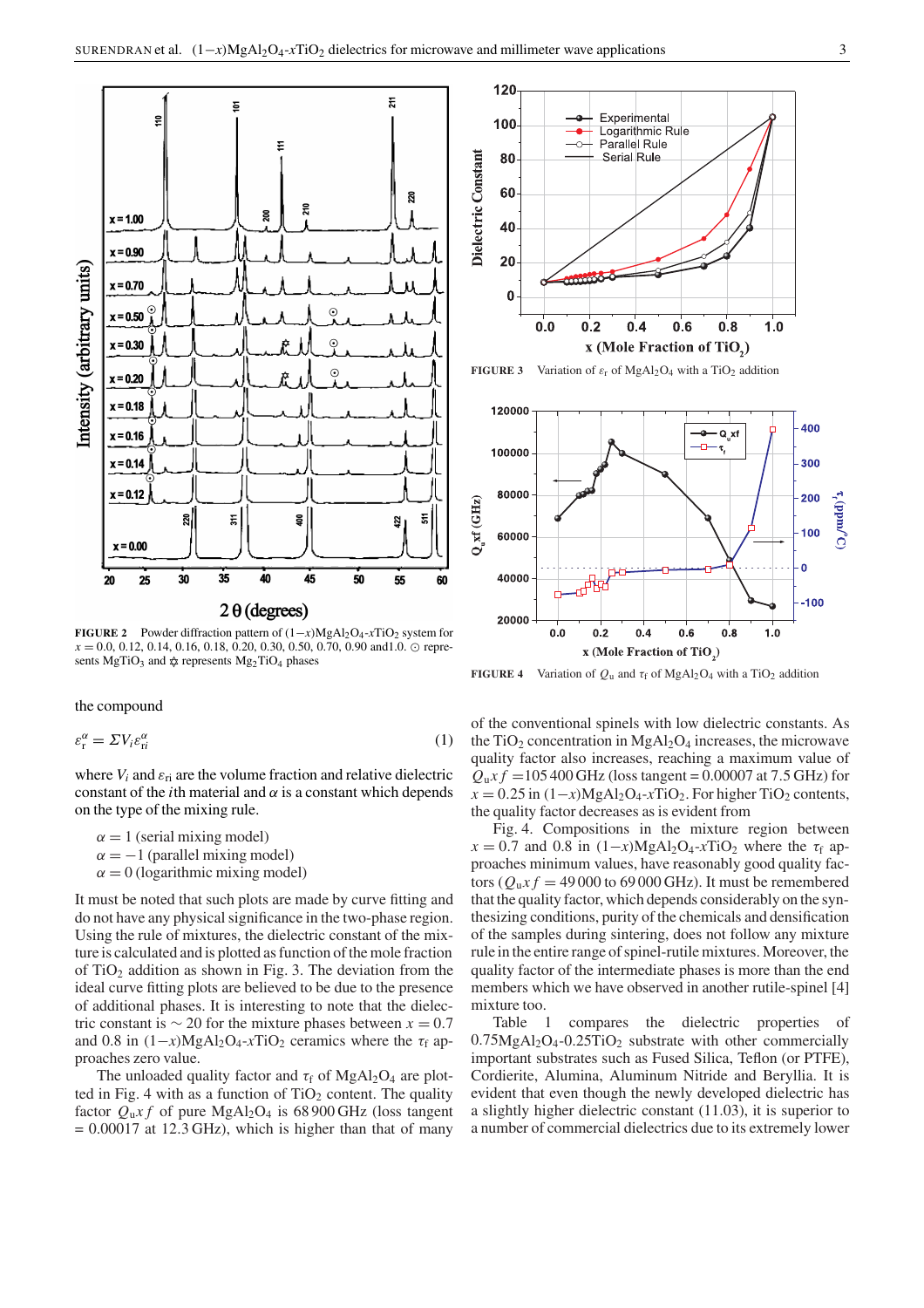FIGURE 2 Powder diffraction pattern of $(1-x)MgAl_2O_4$-$xTiO_2$ system for $x = 0.0, 0.12, 0.14, 0.16, 0.18, 0.20, 0.30, 0.50, 0.70, 0.90$ and 1.0. ⊙ represents $MgTiO_3$ and ✡ represents $Mg_2TiO_4$ phases

FIGURE 3 Variation of $\varepsilon_r$ of $MgAl_2O_4$ with a $TiO_2$ addition

FIGURE 4 Variation of $Q_u$ and $\tau_f$ of $MgAl_2O_4$ with a $TiO_2$ addition

the compound

$$\varepsilon_r^\alpha = \Sigma V_i \varepsilon_{ri}^\alpha \tag{1}$$

where $V_i$ and $\varepsilon_{ri}$ are the volume fraction and relative dielectric constant of the $i$th material and $\alpha$ is a constant which depends on the type of the mixing rule.

$\alpha = 1$ (serial mixing model)
$\alpha = -1$ (parallel mixing model)
$\alpha = 0$ (logarithmic mixing model)

It must be noted that such plots are made by curve fitting and do not have any physical significance in the two-phase region. Using the rule of mixtures, the dielectric constant of the mixture is calculated and is plotted as function of the mole fraction of $TiO_2$ addition as shown in Fig. 3. The deviation from the ideal curve fitting plots are believed to be due to the presence of additional phases. It is interesting to note that the dielectric constant is $\sim 20$ for the mixture phases between $x = 0.7$ and 0.8 in $(1-x)MgAl_2O_4$-$xTiO_2$ ceramics where the $\tau_f$ approaches zero value.

The unloaded quality factor and $\tau_f$ of $MgAl_2O_4$ are plotted in Fig. 4 with as a function of $TiO_2$ content. The quality factor $Q_u x f$ of pure $MgAl_2O_4$ is 68 900 GHz (loss tangent = 0.00017 at 12.3 GHz), which is higher than that of many of the conventional spinels with low dielectric constants. As the $TiO_2$ concentration in $MgAl_2O_4$ increases, the microwave quality factor also increases, reaching a maximum value of $Q_u x f$ = 105 400 GHz (loss tangent = 0.00007 at 7.5 GHz) for $x = 0.25$ in $(1-x)MgAl_2O_4$-$xTiO_2$. For higher $TiO_2$ contents, the quality factor decreases as is evident from

Fig. 4. Compositions in the mixture region between $x = 0.7$ and 0.8 in $(1-x)MgAl_2O_4$-$xTiO_2$ where the $\tau_f$ approaches minimum values, have reasonably good quality factors ($Q_u x f$ = 49 000 to 69 000 GHz). It must be remembered that the quality factor, which depends considerably on the synthesizing conditions, purity of the chemicals and densification of the samples during sintering, does not follow any mixture rule in the entire range of spinel-rutile mixtures. Moreover, the quality factor of the intermediate phases is more than the end members which we have observed in another rutile-spinel [4] mixture too.

Table 1 compares the dielectric properties of $0.75MgAl_2O_4$-$0.25TiO_2$ substrate with other commercially important substrates such as Fused Silica, Teflon (or PTFE), Cordierite, Alumina, Aluminum Nitride and Beryllia. It is evident that even though the newly developed dielectric has a slightly higher dielectric constant (11.03), it is superior to a number of commercial dielectrics due to its extremely lower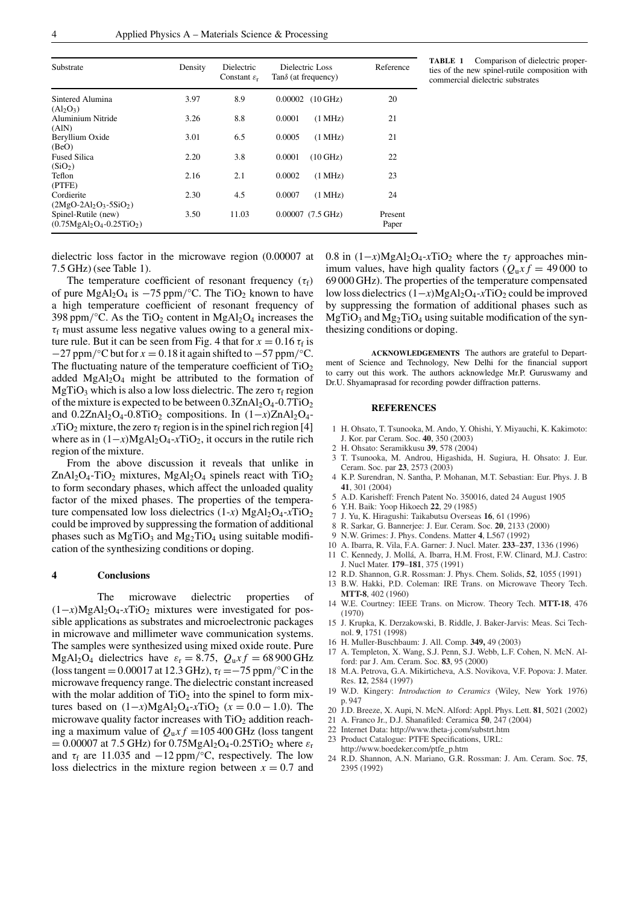| Substrate | Density | Dielectric Constant $\varepsilon_r$ | Dielectric Loss $\tan\delta$ (at frequency) | Reference |
|---|---|---|---|---|
| Sintered Alumina ($Al_2O_3$) | 3.97 | 8.9 | 0.00002 (10 GHz) | 20 |
| Aluminium Nitride (AlN) | 3.26 | 8.8 | 0.0001 (1 MHz) | 21 |
| Beryllium Oxide (BeO) | 3.01 | 6.5 | 0.0005 (1 MHz) | 21 |
| Fused Silica ($SiO_2$) | 2.20 | 3.8 | 0.0001 (10 GHz) | 22 |
| Teflon (PTFE) | 2.16 | 2.1 | 0.0002 (1 MHz) | 23 |
| Cordierite ($2MgO$-$2Al_2O_3$-$5SiO_2$) | 2.30 | 4.5 | 0.0007 (1 MHz) | 24 |
| Spinel-Rutile (new) ($0.75MgAl_2O_4$-$0.25TiO_2$) | 3.50 | 11.03 | 0.00007 (7.5 GHz) | Present Paper |

**TABLE 1** Comparison of dielectric properties of the new spinel-rutile composition with commercial dielectric substrates

dielectric loss factor in the microwave region (0.00007 at 7.5 GHz) (see Table 1).

The temperature coefficient of resonant frequency ($\tau_f$) of pure $MgAl_2O_4$ is $-75$ ppm/°C. The $TiO_2$ known to have a high temperature coefficient of resonant frequency of 398 ppm/°C. As the $TiO_2$ content in $MgAl_2O_4$ increases the $\tau_f$ must assume less negative values owing to a general mixture rule. But it can be seen from Fig. 4 that for $x = 0.16$ $\tau_f$ is $-27$ ppm/°C but for $x = 0.18$ it again shifted to $-57$ ppm/°C. The fluctuating nature of the temperature coefficient of $TiO_2$ added $MgAl_2O_4$ might be attributed to the formation of $MgTiO_3$ which is also a low loss dielectric. The zero $\tau_f$ region of the mixture is expected to be between $0.3ZnAl_2O_4$-$0.7TiO_2$ and $0.2ZnAl_2O_4$-$0.8TiO_2$ compositions. In $(1-x)ZnAl_2O_4$-$xTiO_2$ mixture, the zero $\tau_f$ region is in the spinel rich region [4] where as in $(1-x)MgAl_2O_4$-$xTiO_2$, it occurs in the rutile rich region of the mixture.

From the above discussion it reveals that unlike in $ZnAl_2O_4$-$TiO_2$ mixtures, $MgAl_2O_4$ spinels react with $TiO_2$ to form secondary phases, which affect the unloaded quality factor of the mixed phases. The properties of the temperature compensated low loss dielectrics $(1-x)$ $MgAl_2O_4$-$xTiO_2$ could be improved by suppressing the formation of additional phases such as $MgTiO_3$ and $Mg_2TiO_4$ using suitable modification of the synthesizing conditions or doping.

## 4 Conclusions

The microwave dielectric properties of $(1-x)MgAl_2O_4$-$xTiO_2$ mixtures were investigated for possible applications as substrates and microelectronic packages in microwave and millimeter wave communication systems. The samples were synthesized using mixed oxide route. Pure $MgAl_2O_4$ dielectrics have $\varepsilon_r = 8.75$, $Q_u x f = 68\,900$ GHz (loss tangent = 0.00017 at 12.3 GHz), $\tau_f = -75$ ppm/°C in the microwave frequency range. The dielectric constant increased with the molar addition of $TiO_2$ into the spinel to form mixtures based on $(1-x)MgAl_2O_4$-$xTiO_2$ ($x = 0.0-1.0$). The microwave quality factor increases with $TiO_2$ addition reaching a maximum value of $Q_u x f = 105\,400$ GHz (loss tangent = 0.00007 at 7.5 GHz) for $0.75MgAl_2O_4$-$0.25TiO_2$ where $\varepsilon_r$ and $\tau_f$ are 11.035 and $-12$ ppm/°C, respectively. The low loss dielectrics in the mixture region between $x = 0.7$ and 0.8 in $(1-x)MgAl_2O_4$-$xTiO_2$ where the $\tau_f$ approaches minimum values, have high quality factors ($Q_u x f = 49\,000$ to 69 000 GHz). The properties of the temperature compensated low loss dielectrics $(1-x)MgAl_2O_4$-$xTiO_2$ could be improved by suppressing the formation of additional phases such as $MgTiO_3$ and $Mg_2TiO_4$ using suitable modification of the synthesizing conditions or doping.

**ACKNOWLEDGEMENTS** The authors are grateful to Department of Science and Technology, New Delhi for the financial support to carry out this work. The authors acknowledge Mr.P. Guruswamy and Dr.U. Shyamaprasad for recording powder diffraction patterns.

## REFERENCES

1. H. Ohsato, T. Tsunooka, M. Ando, Y. Ohishi, Y. Miyauchi, K. Kakimoto: J. Kor. par Ceram. Soc. **40**, 350 (2003)
2. H. Ohsato: Seramikkusu **39**, 578 (2004)
3. T. Tsunooka, M. Androu, Higashida, H. Sugiura, H. Ohsato: J. Eur. Ceram. Soc. par **23**, 2573 (2003)
4. K.P. Surendran, N. Santha, P. Mohanan, M.T. Sebastian: Eur. Phys. J. B **41**, 301 (2004)
5. A.D. Karisheff: French Patent No. 350016, dated 24 August 1905
6. Y.H. Baik: Yoop Hikoech **22**, 29 (1985)
7. J. Yu, K. Hiragushi: Taikabutsu Overseas **16**, 61 (1996)
8. R. Sarkar, G. Bannerjee: J. Eur. Ceram. Soc. **20**, 2133 (2000)
9. N.W. Grimes: J. Phys. Condens. Matter **4**, L567 (1992)
10. A. Ibarra, R. Vila, F.A. Garner: J. Nucl. Mater. **233–237**, 1336 (1996)
11. C. Kennedy, J. Mollá, A. Ibarra, H.M. Frost, F.W. Clinard, M.J. Castro: J. Nucl Mater. **179–181**, 375 (1991)
12. R.D. Shannon, G.R. Rossman: J. Phys. Chem. Solids, **52**, 1055 (1991)
13. B.W. Hakki, P.D. Coleman: IRE Trans. on Microwave Theory Tech. **MTT-8**, 402 (1960)
14. W.E. Courtney: IEEE Trans. on Microw. Theory Tech. **MTT-18**, 476 (1970)
15. J. Krupka, K. Derzakowski, B. Riddle, J. Baker-Jarvis: Meas. Sci Technol. **9**, 1751 (1998)
16. H. Muller-Buschbaum: J. All. Comp. **349,** 49 (2003)
17. A. Templeton, X. Wang, S.J. Penn, S.J. Webb, L.F. Cohen, N. McN. Alford: par J. Am. Ceram. Soc. **83**, 95 (2000)
18. M.A. Petrova, G.A. Mikirticheva, A.S. Novikova, V.F. Popova: J. Mater. Res. **12**, 2584 (1997)
19. W.D. Kingery: *Introduction to Ceramics* (Wiley, New York 1976) p. 947
20. J.D. Breeze, X. Aupi, N. McN. Alford: Appl. Phys. Lett. **81**, 5021 (2002)
21. A. Franco Jr., D.J. Shanafiled: Ceramica **50**, 247 (2004)
22. Internet Data: http://www.theta-j.com/substrt.htm
23. Product Catalogue: PTFE Specifications, URL: http://www.boedeker.com/ptfe_p.htm
24. R.D. Shannon, A.N. Mariano, G.R. Rossman: J. Am. Ceram. Soc. **75**, 2395 (1992)